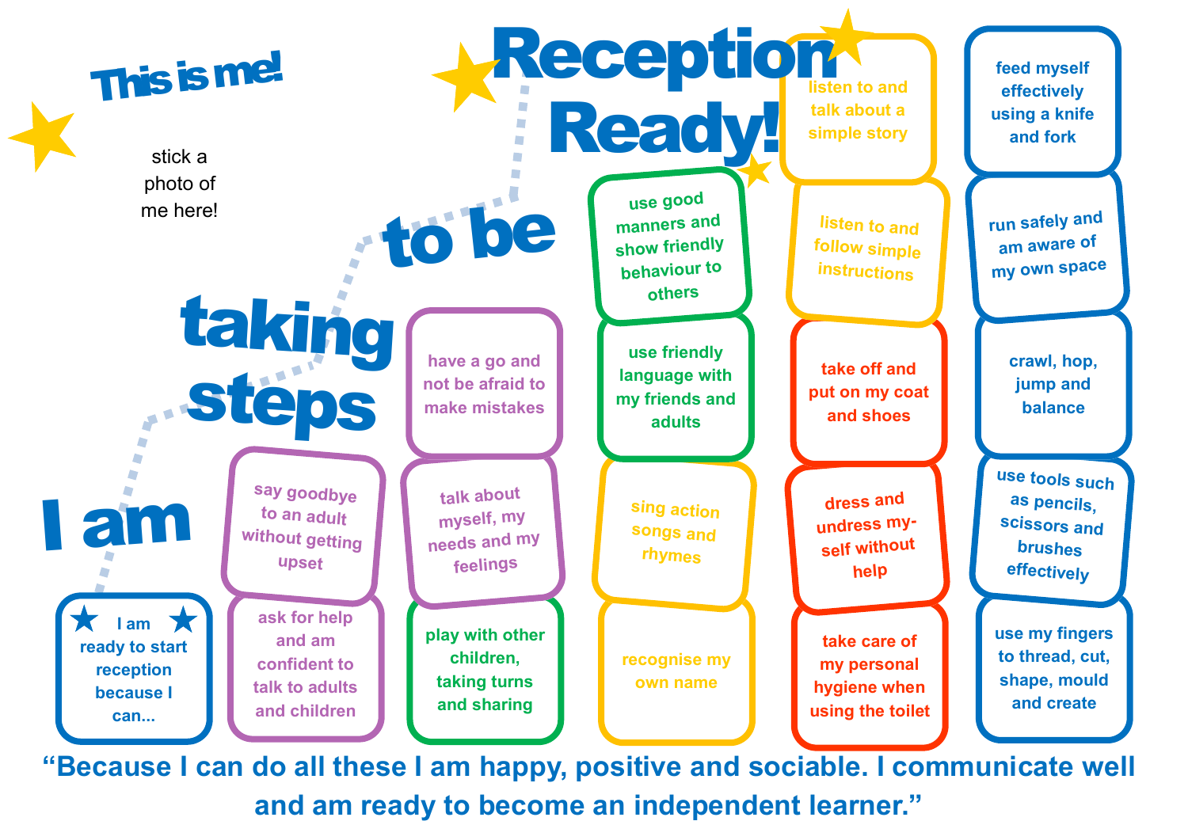# Reception Ready!

## This is me!

stick a photo of me here!

## I am taking steps to be Reception Ready!

I am ready to start reception because I can...

- say goodbye to an adult without getting upset
- ask for help and am confident to talk to adults and children
- have a go and not be afraid to make mistakes
- talk about myself, my needs and my feelings
- play with other children, taking turns and sharing
- use good manners and show friendly behaviour to others
- use friendly language with my friends and adults
- sing action songs and rhymes
- recognise my own name
- listen to and talk about a simple story
- listen to and follow simple instructions
- take off and put on my coat and shoes
- dress and undress my-self without help
- take care of my personal hygiene when using the toilet
- feed myself effectively using a knife and fork
- run safely and am aware of my own space
- crawl, hop, jump and balance
- use tools such as pencils, scissors and brushes effectively
- use my fingers to thread, cut, shape, mould and create

"Because I can do all these I am happy, positive and sociable. I communicate well and am ready to become an independent learner."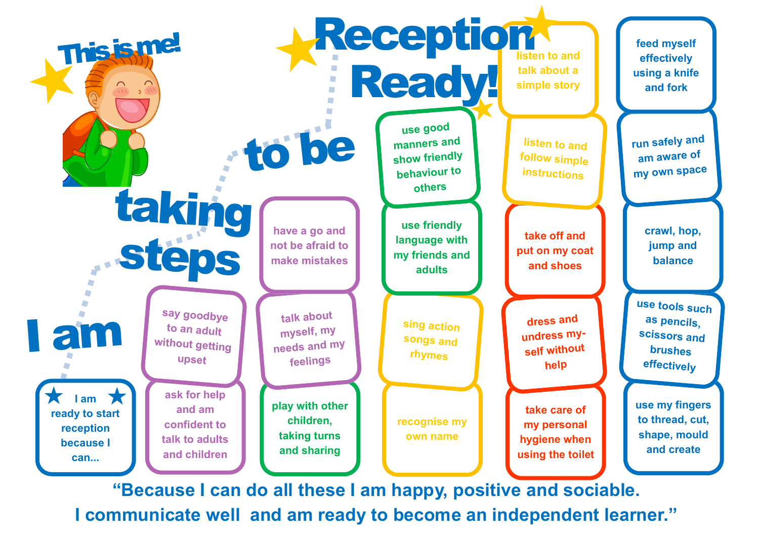# This is me!

# Reception Ready!

## I am taking steps to be

★ I am ★ ready to start reception because I can...

- say goodbye to an adult without getting upset
- ask for help and am confident to talk to adults and children
- have a go and not be afraid to make mistakes
- talk about myself, my needs and my feelings
- play with other children, taking turns and sharing
- use good manners and show friendly behaviour to others
- use friendly language with my friends and adults
- sing action songs and rhymes
- recognise my own name
- listen to and talk about a simple story
- listen to and follow simple instructions
- take off and put on my coat and shoes
- dress and undress my-self without help
- take care of my personal hygiene when using the toilet
- feed myself effectively using a knife and fork
- run safely and am aware of my own space
- crawl, hop, jump and balance
- use tools such as pencils, scissors and brushes effectively
- use my fingers to thread, cut, shape, mould and create

"Because I can do all these I am happy, positive and sociable. I communicate well and am ready to become an independent learner."